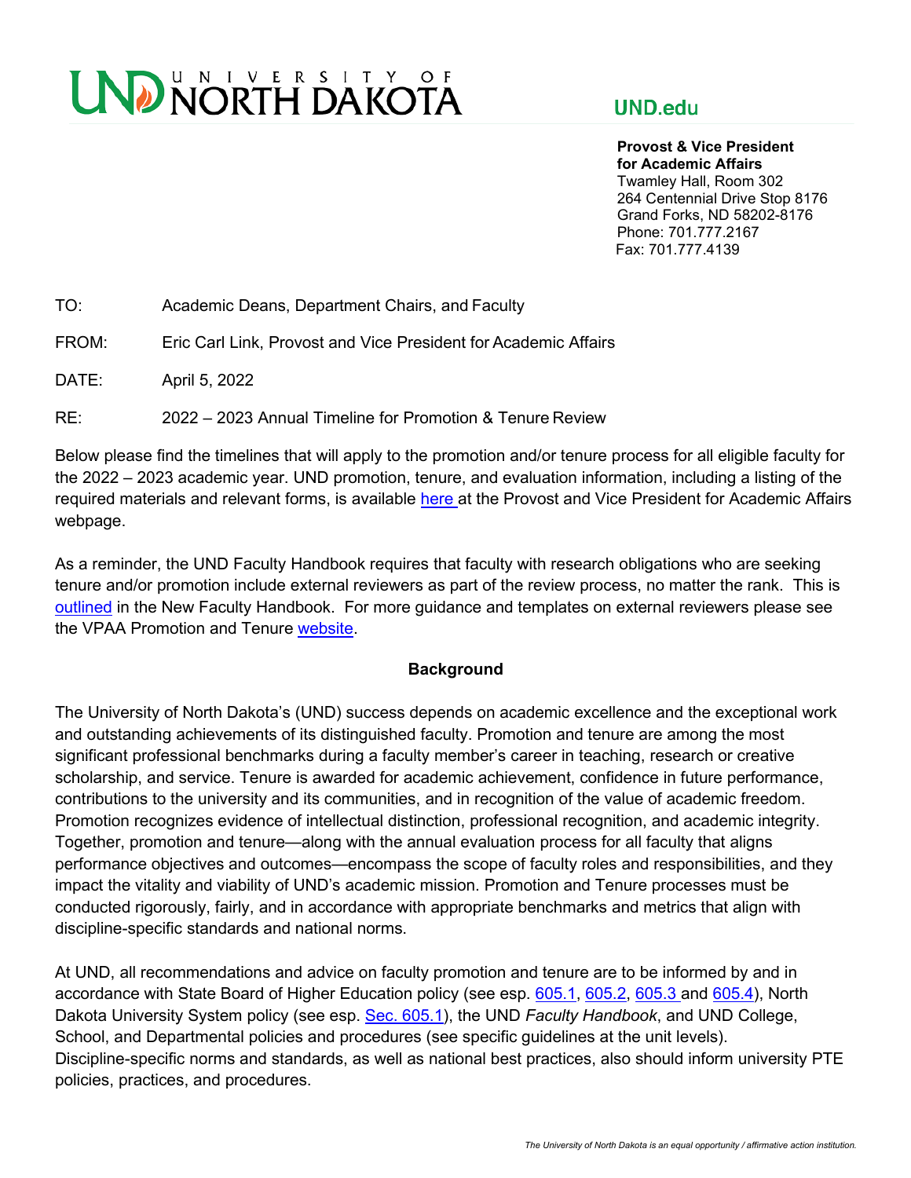# UND UNIVERSITY OF NORTH DAKOTA

**UND.edu**

**Provost & Vice President for Academic Affairs**
Twamley Hall, Room 302
264 Centennial Drive Stop 8176
Grand Forks, ND 58202-8176
Phone: 701.777.2167
Fax: 701.777.4139

TO: Academic Deans, Department Chairs, and Faculty

FROM: Eric Carl Link, Provost and Vice President for Academic Affairs

DATE: April 5, 2022

RE: 2022 – 2023 Annual Timeline for Promotion & Tenure Review

Below please find the timelines that will apply to the promotion and/or tenure process for all eligible faculty for the 2022 – 2023 academic year. UND promotion, tenure, and evaluation information, including a listing of the required materials and relevant forms, is available here at the Provost and Vice President for Academic Affairs webpage.

As a reminder, the UND Faculty Handbook requires that faculty with research obligations who are seeking tenure and/or promotion include external reviewers as part of the review process, no matter the rank. This is outlined in the New Faculty Handbook. For more guidance and templates on external reviewers please see the VPAA Promotion and Tenure website.

## Background

The University of North Dakota's (UND) success depends on academic excellence and the exceptional work and outstanding achievements of its distinguished faculty. Promotion and tenure are among the most significant professional benchmarks during a faculty member's career in teaching, research or creative scholarship, and service. Tenure is awarded for academic achievement, confidence in future performance, contributions to the university and its communities, and in recognition of the value of academic freedom. Promotion recognizes evidence of intellectual distinction, professional recognition, and academic integrity. Together, promotion and tenure—along with the annual evaluation process for all faculty that aligns performance objectives and outcomes—encompass the scope of faculty roles and responsibilities, and they impact the vitality and viability of UND's academic mission. Promotion and Tenure processes must be conducted rigorously, fairly, and in accordance with appropriate benchmarks and metrics that align with discipline-specific standards and national norms.

At UND, all recommendations and advice on faculty promotion and tenure are to be informed by and in accordance with State Board of Higher Education policy (see esp. 605.1, 605.2, 605.3 and 605.4), North Dakota University System policy (see esp. Sec. 605.1), the UND *Faculty Handbook*, and UND College, School, and Departmental policies and procedures (see specific guidelines at the unit levels). Discipline-specific norms and standards, as well as national best practices, also should inform university PTE policies, practices, and procedures.

*The University of North Dakota is an equal opportunity / affirmative action institution.*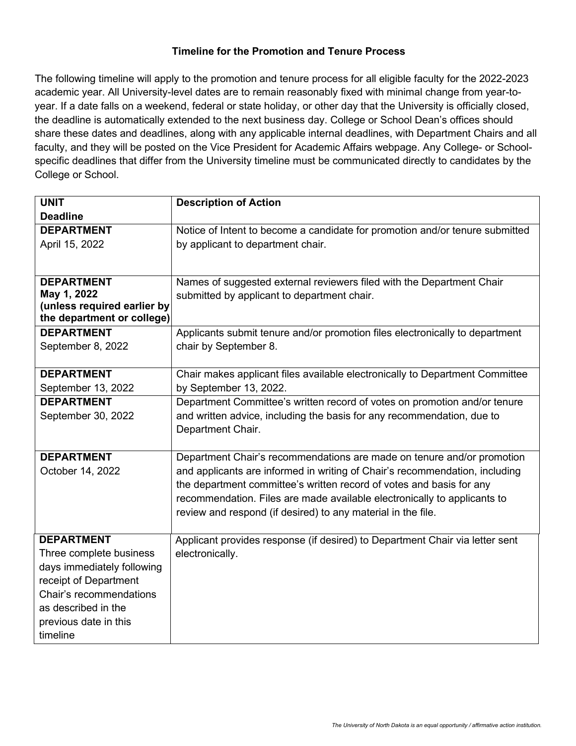**Timeline for the Promotion and Tenure Process**

The following timeline will apply to the promotion and tenure process for all eligible faculty for the 2022-2023 academic year. All University-level dates are to remain reasonably fixed with minimal change from year-to-year. If a date falls on a weekend, federal or state holiday, or other day that the University is officially closed, the deadline is automatically extended to the next business day. College or School Dean's offices should share these dates and deadlines, along with any applicable internal deadlines, with Department Chairs and all faculty, and they will be posted on the Vice President for Academic Affairs webpage. Any College- or School-specific deadlines that differ from the University timeline must be communicated directly to candidates by the College or School.

| **UNIT**<br>**Deadline** | **Description of Action** |
| --- | --- |
| **DEPARTMENT**<br>April 15, 2022 | Notice of Intent to become a candidate for promotion and/or tenure submitted by applicant to department chair. |
| **DEPARTMENT**<br>**May 1, 2022**<br>**(unless required earlier by the department or college)** | Names of suggested external reviewers filed with the Department Chair submitted by applicant to department chair. |
| **DEPARTMENT**<br>September 8, 2022 | Applicants submit tenure and/or promotion files electronically to department chair by September 8. |
| **DEPARTMENT**<br>September 13, 2022 | Chair makes applicant files available electronically to Department Committee by September 13, 2022. |
| **DEPARTMENT**<br>September 30, 2022 | Department Committee's written record of votes on promotion and/or tenure and written advice, including the basis for any recommendation, due to Department Chair. |
| **DEPARTMENT**<br>October 14, 2022 | Department Chair's recommendations are made on tenure and/or promotion and applicants are informed in writing of Chair's recommendation, including the department committee's written record of votes and basis for any recommendation. Files are made available electronically to applicants to review and respond (if desired) to any material in the file. |
| **DEPARTMENT**<br>Three complete business days immediately following receipt of Department Chair's recommendations as described in the previous date in this timeline | Applicant provides response (if desired) to Department Chair via letter sent electronically. |

*The University of North Dakota is an equal opportunity / affirmative action institution.*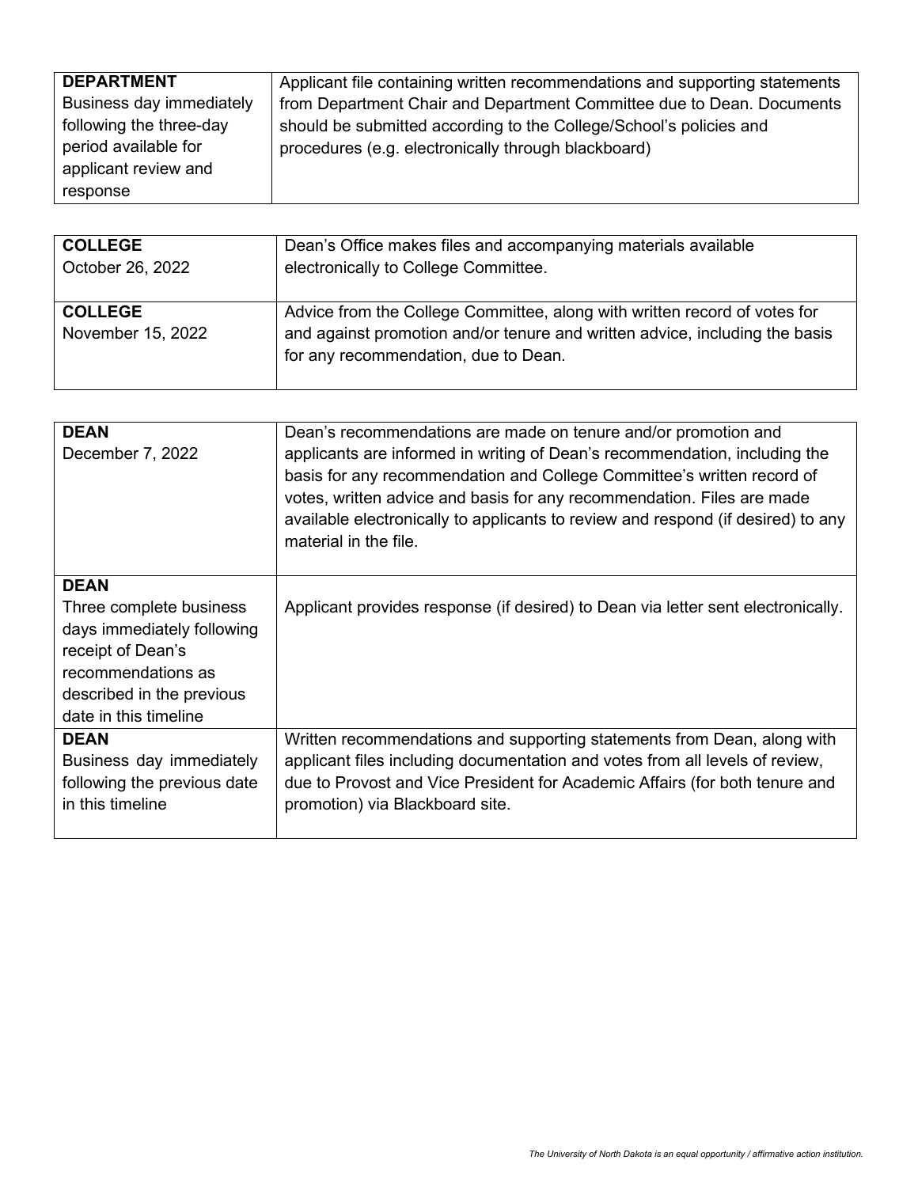| | |
|---|---|
| **DEPARTMENT**<br>Business day immediately following the three-day period available for applicant review and response | Applicant file containing written recommendations and supporting statements from Department Chair and Department Committee due to Dean. Documents should be submitted according to the College/School's policies and procedures (e.g. electronically through blackboard) |

| | |
|---|---|
| **COLLEGE**<br>October 26, 2022 | Dean's Office makes files and accompanying materials available electronically to College Committee. |
| **COLLEGE**<br>November 15, 2022 | Advice from the College Committee, along with written record of votes for and against promotion and/or tenure and written advice, including the basis for any recommendation, due to Dean. |

| | |
|---|---|
| **DEAN**<br>December 7, 2022 | Dean's recommendations are made on tenure and/or promotion and applicants are informed in writing of Dean's recommendation, including the basis for any recommendation and College Committee's written record of votes, written advice and basis for any recommendation. Files are made available electronically to applicants to review and respond (if desired) to any material in the file. |
| **DEAN**<br>Three complete business days immediately following receipt of Dean's recommendations as described in the previous date in this timeline | Applicant provides response (if desired) to Dean via letter sent electronically. |
| **DEAN**<br>Business day immediately following the previous date in this timeline | Written recommendations and supporting statements from Dean, along with applicant files including documentation and votes from all levels of review, due to Provost and Vice President for Academic Affairs (for both tenure and promotion) via Blackboard site. |

*The University of North Dakota is an equal opportunity / affirmative action institution.*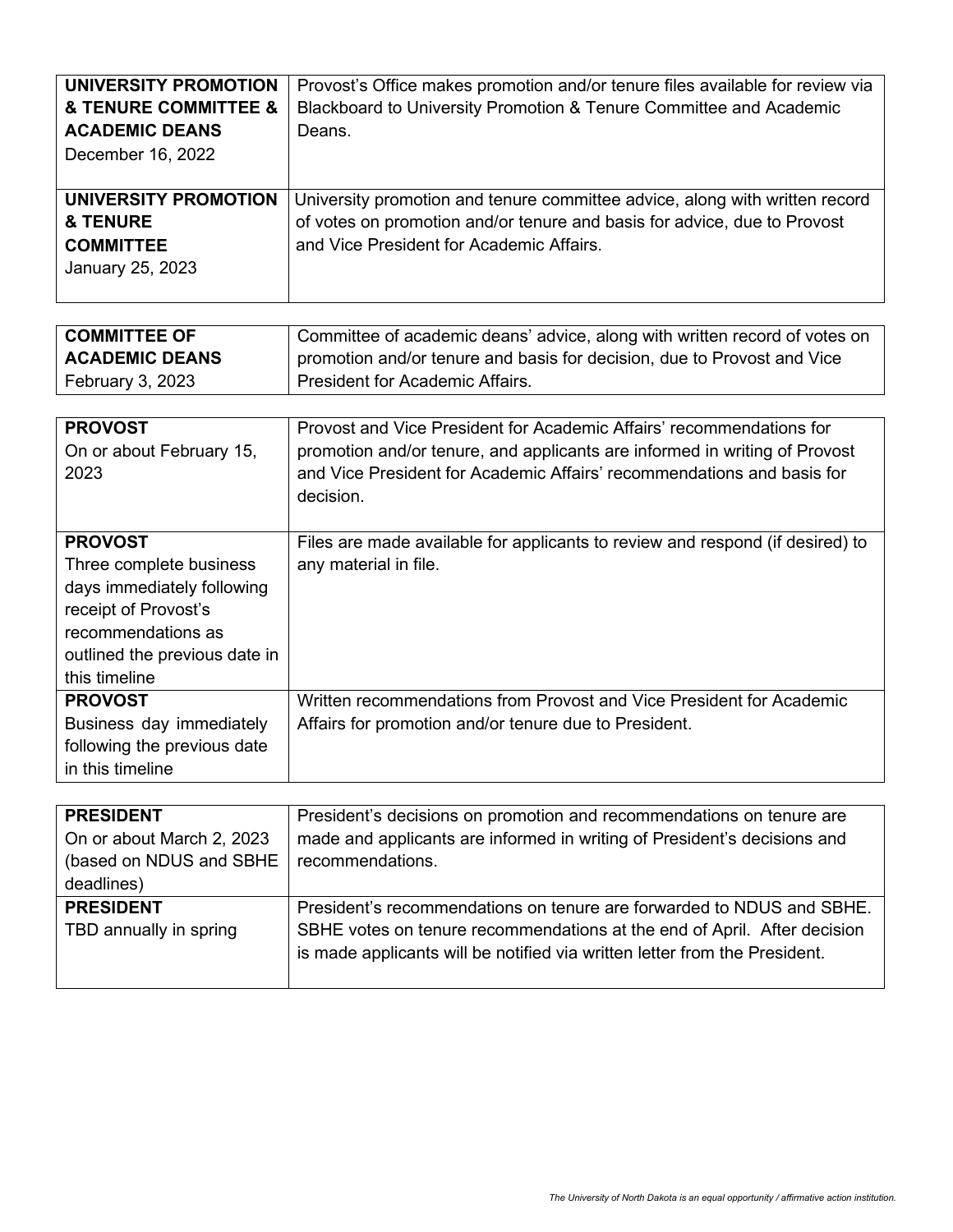| | |
|---|---|
| **UNIVERSITY PROMOTION & TENURE COMMITTEE & ACADEMIC DEANS** December 16, 2022 | Provost's Office makes promotion and/or tenure files available for review via Blackboard to University Promotion & Tenure Committee and Academic Deans. |
| **UNIVERSITY PROMOTION & TENURE COMMITTEE** January 25, 2023 | University promotion and tenure committee advice, along with written record of votes on promotion and/or tenure and basis for advice, due to Provost and Vice President for Academic Affairs. |

| | |
|---|---|
| **COMMITTEE OF ACADEMIC DEANS** February 3, 2023 | Committee of academic deans' advice, along with written record of votes on promotion and/or tenure and basis for decision, due to Provost and Vice President for Academic Affairs. |

| | |
|---|---|
| **PROVOST** On or about February 15, 2023 | Provost and Vice President for Academic Affairs' recommendations for promotion and/or tenure, and applicants are informed in writing of Provost and Vice President for Academic Affairs' recommendations and basis for decision. |
| **PROVOST** Three complete business days immediately following receipt of Provost's recommendations as outlined the previous date in this timeline | Files are made available for applicants to review and respond (if desired) to any material in file. |
| **PROVOST** Business day immediately following the previous date in this timeline | Written recommendations from Provost and Vice President for Academic Affairs for promotion and/or tenure due to President. |

| | |
|---|---|
| **PRESIDENT** On or about March 2, 2023 (based on NDUS and SBHE deadlines) | President's decisions on promotion and recommendations on tenure are made and applicants are informed in writing of President's decisions and recommendations. |
| **PRESIDENT** TBD annually in spring | President's recommendations on tenure are forwarded to NDUS and SBHE. SBHE votes on tenure recommendations at the end of April. After decision is made applicants will be notified via written letter from the President. |

*The University of North Dakota is an equal opportunity / affirmative action institution.*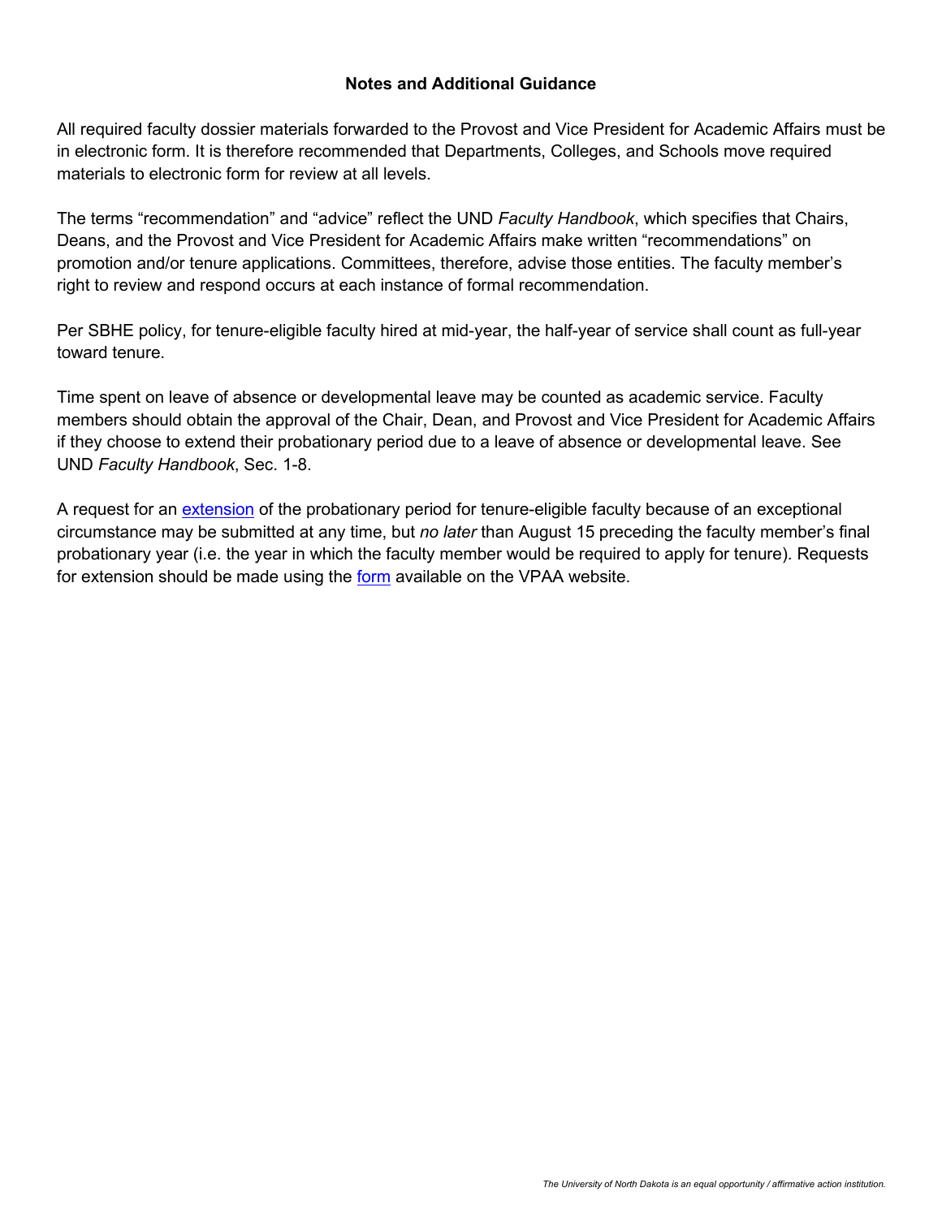## Notes and Additional Guidance

All required faculty dossier materials forwarded to the Provost and Vice President for Academic Affairs must be in electronic form. It is therefore recommended that Departments, Colleges, and Schools move required materials to electronic form for review at all levels.

The terms "recommendation" and "advice" reflect the UND *Faculty Handbook*, which specifies that Chairs, Deans, and the Provost and Vice President for Academic Affairs make written "recommendations" on promotion and/or tenure applications. Committees, therefore, advise those entities. The faculty member's right to review and respond occurs at each instance of formal recommendation.

Per SBHE policy, for tenure-eligible faculty hired at mid-year, the half-year of service shall count as full-year toward tenure.

Time spent on leave of absence or developmental leave may be counted as academic service. Faculty members should obtain the approval of the Chair, Dean, and Provost and Vice President for Academic Affairs if they choose to extend their probationary period due to a leave of absence or developmental leave. See UND *Faculty Handbook*, Sec. 1-8.

A request for an extension of the probationary period for tenure-eligible faculty because of an exceptional circumstance may be submitted at any time, but *no later* than August 15 preceding the faculty member's final probationary year (i.e. the year in which the faculty member would be required to apply for tenure). Requests for extension should be made using the form available on the VPAA website.

*The University of North Dakota is an equal opportunity / affirmative action institution.*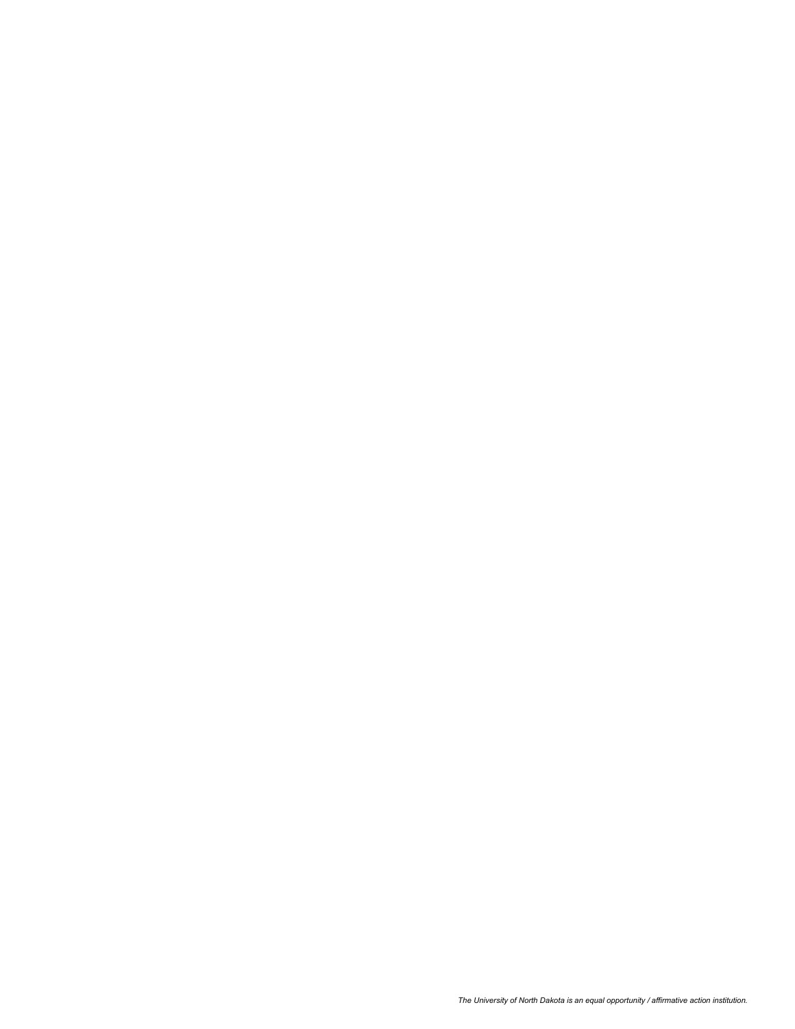*The University of North Dakota is an equal opportunity / affirmative action institution.*